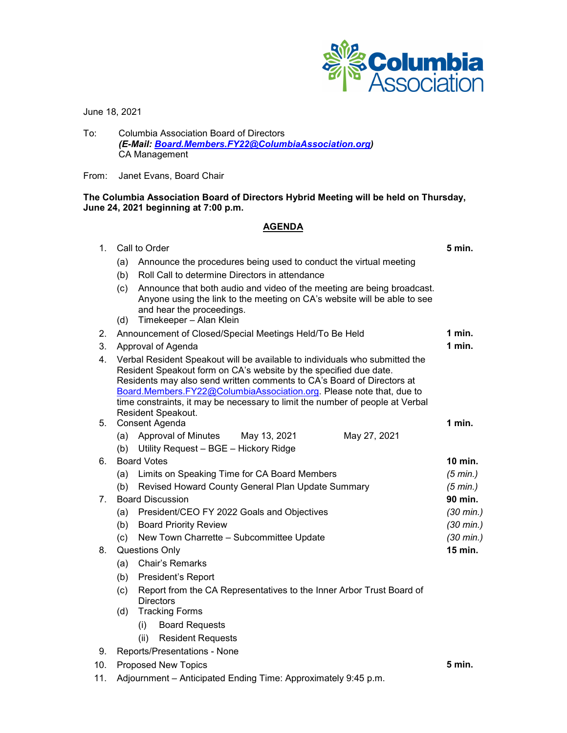June 18, 2021

To: Columbia Association Board of Directors
***(E-Mail: Board.Members.FY22@ColumbiaAssociation.org)***
CA Management

From: Janet Evans, Board Chair

**The Columbia Association Board of Directors Hybrid Meeting will be held on Thursday, June 24, 2021 beginning at 7:00 p.m.**

## AGENDA

1. Call to Order — **5 min.**
   - (a) Announce the procedures being used to conduct the virtual meeting
   - (b) Roll Call to determine Directors in attendance
   - (c) Announce that both audio and video of the meeting are being broadcast. Anyone using the link to the meeting on CA's website will be able to see and hear the proceedings.
   - (d) Timekeeper – Alan Klein
2. Announcement of Closed/Special Meetings Held/To Be Held — **1 min.**
3. Approval of Agenda — **1 min.**
4. Verbal Resident Speakout will be available to individuals who submitted the Resident Speakout form on CA's website by the specified due date. Residents may also send written comments to CA's Board of Directors at Board.Members.FY22@ColumbiaAssociation.org. Please note that, due to time constraints, it may be necessary to limit the number of people at Verbal Resident Speakout.
5. Consent Agenda — **1 min.**
   - (a) Approval of Minutes May 13, 2021 May 27, 2021
   - (b) Utility Request – BGE – Hickory Ridge
6. Board Votes — **10 min.**
   - (a) Limits on Speaking Time for CA Board Members — *(5 min.)*
   - (b) Revised Howard County General Plan Update Summary — *(5 min.)*
7. Board Discussion — **90 min.**
   - (a) President/CEO FY 2022 Goals and Objectives — *(30 min.)*
   - (b) Board Priority Review — *(30 min.)*
   - (c) New Town Charrette – Subcommittee Update — *(30 min.)*
8. Questions Only — **15 min.**
   - (a) Chair's Remarks
   - (b) President's Report
   - (c) Report from the CA Representatives to the Inner Arbor Trust Board of Directors
   - (d) Tracking Forms
     - (i) Board Requests
     - (ii) Resident Requests
9. Reports/Presentations - None
10. Proposed New Topics — **5 min.**
11. Adjournment – Anticipated Ending Time: Approximately 9:45 p.m.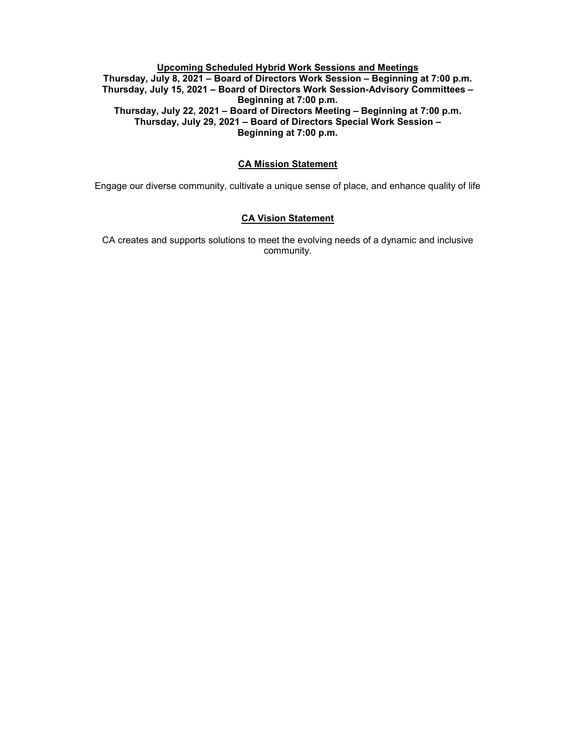**Upcoming Scheduled Hybrid Work Sessions and Meetings**

**Thursday, July 8, 2021 – Board of Directors Work Session – Beginning at 7:00 p.m.**

**Thursday, July 15, 2021 – Board of Directors Work Session-Advisory Committees – Beginning at 7:00 p.m.**

**Thursday, July 22, 2021 – Board of Directors Meeting – Beginning at 7:00 p.m.**

**Thursday, July 29, 2021 – Board of Directors Special Work Session – Beginning at 7:00 p.m.**

**CA Mission Statement**

Engage our diverse community, cultivate a unique sense of place, and enhance quality of life

**CA Vision Statement**

CA creates and supports solutions to meet the evolving needs of a dynamic and inclusive community.